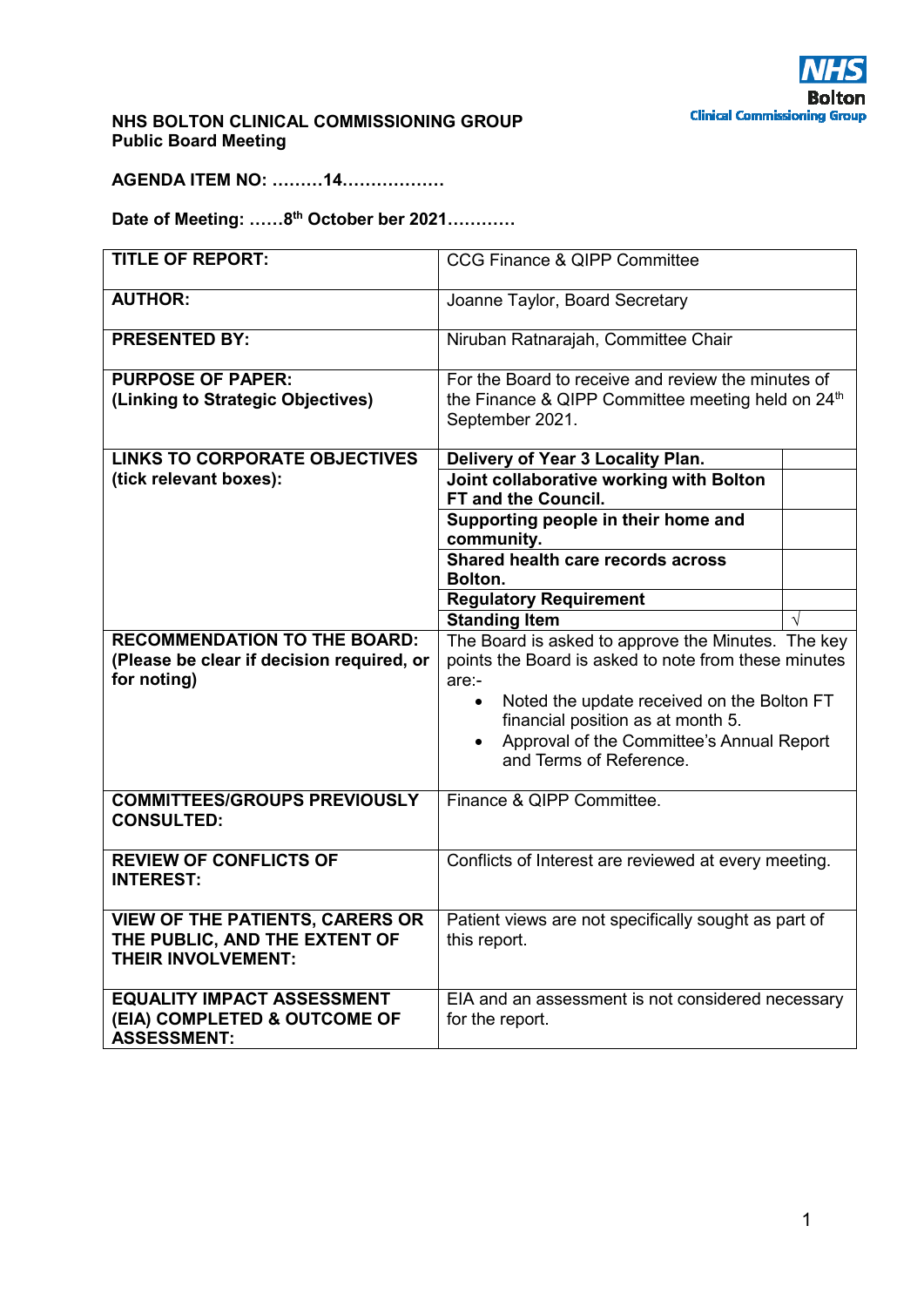NHS Bolton Clinical Commissioning Group

**NHS BOLTON CLINICAL COMMISSIONING GROUP**
**Public Board Meeting**

**AGENDA ITEM NO: ………14………………**

**Date of Meeting: ……8th October ber 2021…………**

| | | |
|---|---|---|
| **TITLE OF REPORT:** | CCG Finance & QIPP Committee | |
| **AUTHOR:** | Joanne Taylor, Board Secretary | |
| **PRESENTED BY:** | Niruban Ratnarajah, Committee Chair | |
| **PURPOSE OF PAPER: (Linking to Strategic Objectives)** | For the Board to receive and review the minutes of the Finance & QIPP Committee meeting held on 24th September 2021. | |
| **LINKS TO CORPORATE OBJECTIVES (tick relevant boxes):** | **Delivery of Year 3 Locality Plan.** | |
| | **Joint collaborative working with Bolton FT and the Council.** | |
| | **Supporting people in their home and community.** | |
| | **Shared health care records across Bolton.** | |
| | **Regulatory Requirement** | |
| | **Standing Item** | √ |
| **RECOMMENDATION TO THE BOARD: (Please be clear if decision required, or for noting)** | The Board is asked to approve the Minutes. The key points the Board is asked to note from these minutes are:-<br>• Noted the update received on the Bolton FT financial position as at month 5.<br>• Approval of the Committee's Annual Report and Terms of Reference. | |
| **COMMITTEES/GROUPS PREVIOUSLY CONSULTED:** | Finance & QIPP Committee. | |
| **REVIEW OF CONFLICTS OF INTEREST:** | Conflicts of Interest are reviewed at every meeting. | |
| **VIEW OF THE PATIENTS, CARERS OR THE PUBLIC, AND THE EXTENT OF THEIR INVOLVEMENT:** | Patient views are not specifically sought as part of this report. | |
| **EQUALITY IMPACT ASSESSMENT (EIA) COMPLETED & OUTCOME OF ASSESSMENT:** | EIA and an assessment is not considered necessary for the report. | |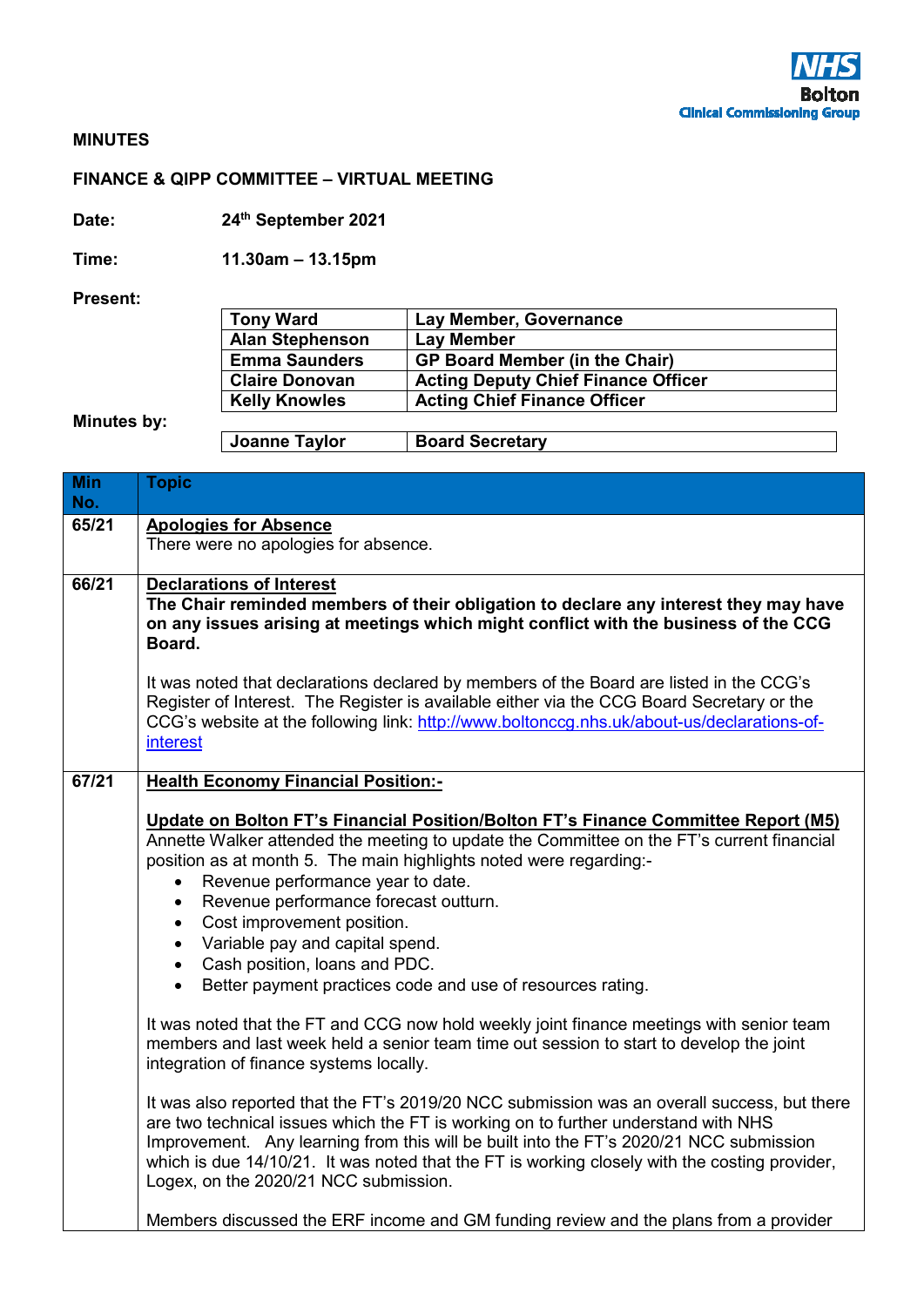**MINUTES**

**FINANCE & QIPP COMMITTEE – VIRTUAL MEETING**

**Date:** 24th September 2021

**Time:** 11.30am – 13.15pm

**Present:**

| | |
|---|---|
| **Tony Ward** | **Lay Member, Governance** |
| **Alan Stephenson** | **Lay Member** |
| **Emma Saunders** | **GP Board Member (in the Chair)** |
| **Claire Donovan** | **Acting Deputy Chief Finance Officer** |
| **Kelly Knowles** | **Acting Chief Finance Officer** |

**Minutes by:**

| | |
|---|---|
| **Joanne Taylor** | **Board Secretary** |

| Min No. | Topic |
|---|---|
| 65/21 | **Apologies for Absence**<br>There were no apologies for absence. |
| 66/21 | **Declarations of Interest**<br>**The Chair reminded members of their obligation to declare any interest they may have on any issues arising at meetings which might conflict with the business of the CCG Board.**<br><br>It was noted that declarations declared by members of the Board are listed in the CCG's Register of Interest. The Register is available either via the CCG Board Secretary or the CCG's website at the following link: http://www.boltonccg.nhs.uk/about-us/declarations-of-interest |
| 67/21 | **Health Economy Financial Position:-**<br><br>**Update on Bolton FT's Financial Position/Bolton FT's Finance Committee Report (M5)**<br>Annette Walker attended the meeting to update the Committee on the FT's current financial position as at month 5. The main highlights noted were regarding:-<br>• Revenue performance year to date.<br>• Revenue performance forecast outturn.<br>• Cost improvement position.<br>• Variable pay and capital spend.<br>• Cash position, loans and PDC.<br>• Better payment practices code and use of resources rating.<br><br>It was noted that the FT and CCG now hold weekly joint finance meetings with senior team members and last week held a senior team time out session to start to develop the joint integration of finance systems locally.<br><br>It was also reported that the FT's 2019/20 NCC submission was an overall success, but there are two technical issues which the FT is working on to further understand with NHS Improvement. Any learning from this will be built into the FT's 2020/21 NCC submission which is due 14/10/21. It was noted that the FT is working closely with the costing provider, Logex, on the 2020/21 NCC submission.<br><br>Members discussed the ERF income and GM funding review and the plans from a provider |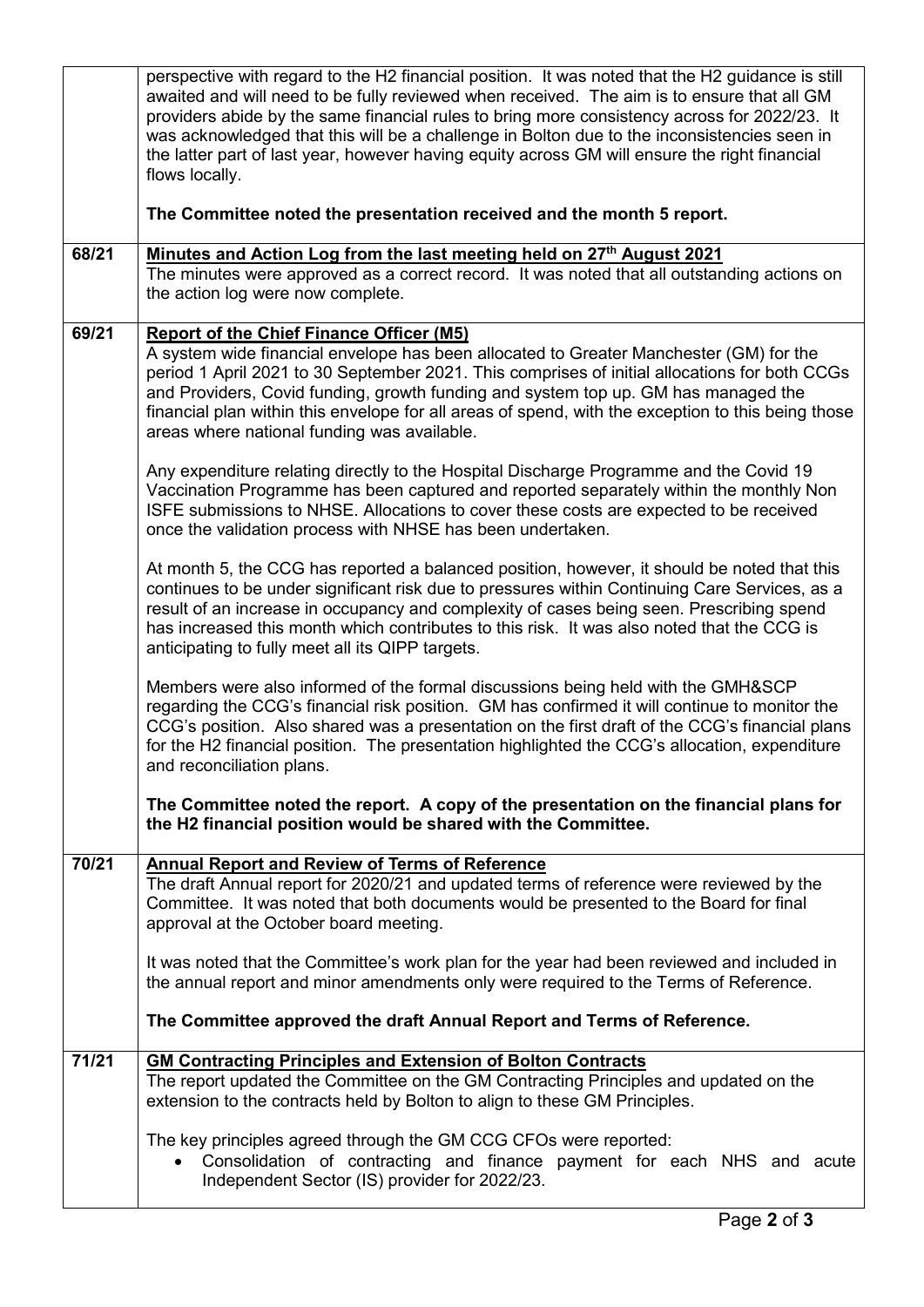| | |
|---|---|
| | perspective with regard to the H2 financial position. It was noted that the H2 guidance is still awaited and will need to be fully reviewed when received. The aim is to ensure that all GM providers abide by the same financial rules to bring more consistency across for 2022/23. It was acknowledged that this will be a challenge in Bolton due to the inconsistencies seen in the latter part of last year, however having equity across GM will ensure the right financial flows locally.<br><br>**The Committee noted the presentation received and the month 5 report.** |
| **68/21** | **<u>Minutes and Action Log from the last meeting held on 27th August 2021</u>**<br>The minutes were approved as a correct record. It was noted that all outstanding actions on the action log were now complete. |
| **69/21** | **<u>Report of the Chief Finance Officer (M5)</u>**<br>A system wide financial envelope has been allocated to Greater Manchester (GM) for the period 1 April 2021 to 30 September 2021. This comprises of initial allocations for both CCGs and Providers, Covid funding, growth funding and system top up. GM has managed the financial plan within this envelope for all areas of spend, with the exception to this being those areas where national funding was available.<br><br>Any expenditure relating directly to the Hospital Discharge Programme and the Covid 19 Vaccination Programme has been captured and reported separately within the monthly Non ISFE submissions to NHSE. Allocations to cover these costs are expected to be received once the validation process with NHSE has been undertaken.<br><br>At month 5, the CCG has reported a balanced position, however, it should be noted that this continues to be under significant risk due to pressures within Continuing Care Services, as a result of an increase in occupancy and complexity of cases being seen. Prescribing spend has increased this month which contributes to this risk. It was also noted that the CCG is anticipating to fully meet all its QIPP targets.<br><br>Members were also informed of the formal discussions being held with the GMH&SCP regarding the CCG's financial risk position. GM has confirmed it will continue to monitor the CCG's position. Also shared was a presentation on the first draft of the CCG's financial plans for the H2 financial position. The presentation highlighted the CCG's allocation, expenditure and reconciliation plans.<br><br>**The Committee noted the report. A copy of the presentation on the financial plans for the H2 financial position would be shared with the Committee.** |
| **70/21** | **<u>Annual Report and Review of Terms of Reference</u>**<br>The draft Annual report for 2020/21 and updated terms of reference were reviewed by the Committee. It was noted that both documents would be presented to the Board for final approval at the October board meeting.<br><br>It was noted that the Committee's work plan for the year had been reviewed and included in the annual report and minor amendments only were required to the Terms of Reference.<br><br>**The Committee approved the draft Annual Report and Terms of Reference.** |
| **71/21** | **<u>GM Contracting Principles and Extension of Bolton Contracts</u>**<br>The report updated the Committee on the GM Contracting Principles and updated on the extension to the contracts held by Bolton to align to these GM Principles.<br><br>The key principles agreed through the GM CCG CFOs were reported:<br>• Consolidation of contracting and finance payment for each NHS and acute Independent Sector (IS) provider for 2022/23. |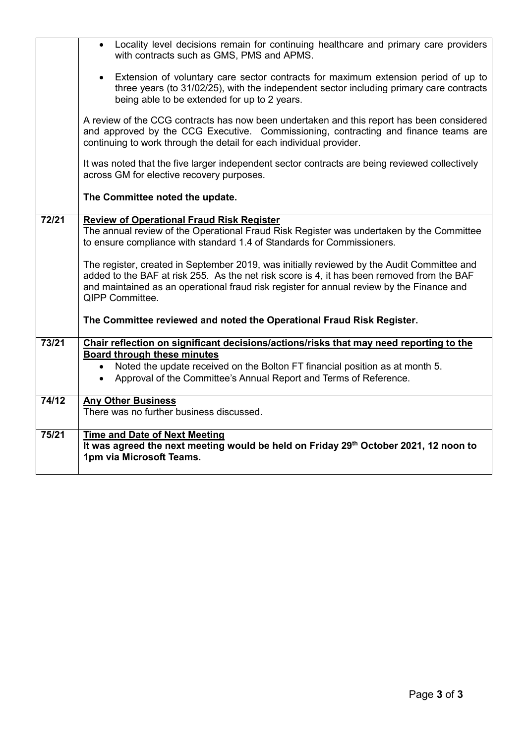| | |
|---|---|
| | • Locality level decisions remain for continuing healthcare and primary care providers with contracts such as GMS, PMS and APMS.<br><br>• Extension of voluntary care sector contracts for maximum extension period of up to three years (to 31/02/25), with the independent sector including primary care contracts being able to be extended for up to 2 years.<br><br>A review of the CCG contracts has now been undertaken and this report has been considered and approved by the CCG Executive. Commissioning, contracting and finance teams are continuing to work through the detail for each individual provider.<br><br>It was noted that the five larger independent sector contracts are being reviewed collectively across GM for elective recovery purposes.<br><br>**The Committee noted the update.** |
| **72/21** | **Review of Operational Fraud Risk Register**<br>The annual review of the Operational Fraud Risk Register was undertaken by the Committee to ensure compliance with standard 1.4 of Standards for Commissioners.<br><br>The register, created in September 2019, was initially reviewed by the Audit Committee and added to the BAF at risk 255. As the net risk score is 4, it has been removed from the BAF and maintained as an operational fraud risk register for annual review by the Finance and QIPP Committee.<br><br>**The Committee reviewed and noted the Operational Fraud Risk Register.** |
| **73/21** | **Chair reflection on significant decisions/actions/risks that may need reporting to the Board through these minutes**<br>• Noted the update received on the Bolton FT financial position as at month 5.<br>• Approval of the Committee's Annual Report and Terms of Reference. |
| **74/12** | **Any Other Business**<br>There was no further business discussed. |
| **75/21** | **Time and Date of Next Meeting**<br>**It was agreed the next meeting would be held on Friday 29th October 2021, 12 noon to 1pm via Microsoft Teams.** |